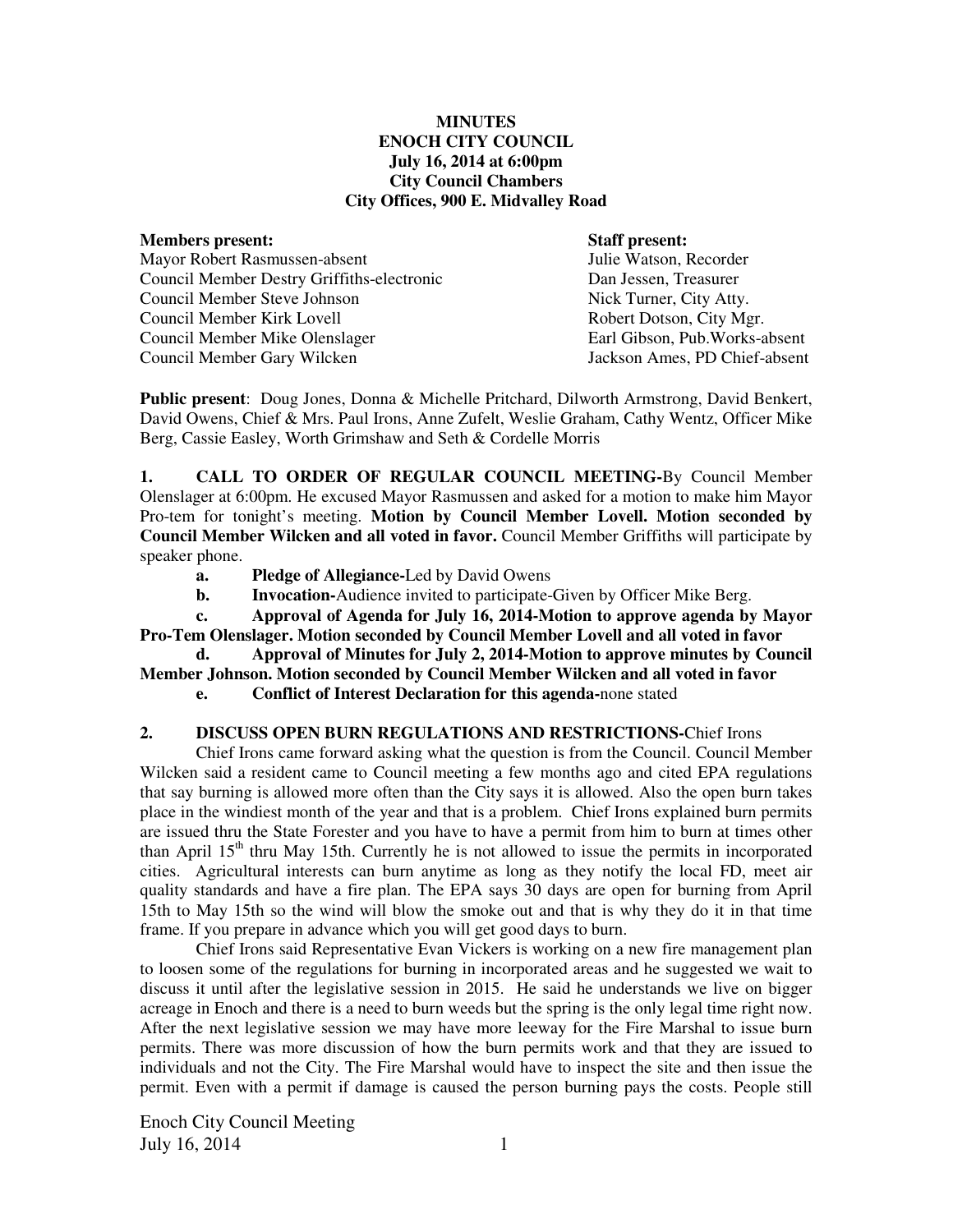**MINUTES**
**ENOCH CITY COUNCIL**
**July 16, 2014 at 6:00pm**
**City Council Chambers**
**City Offices, 900 E. Midvalley Road**

| **Members present:** | **Staff present:** |
|---|---|
| Mayor Robert Rasmussen-absent | Julie Watson, Recorder |
| Council Member Destry Griffiths-electronic | Dan Jessen, Treasurer |
| Council Member Steve Johnson | Nick Turner, City Atty. |
| Council Member Kirk Lovell | Robert Dotson, City Mgr. |
| Council Member Mike Olenslager | Earl Gibson, Pub.Works-absent |
| Council Member Gary Wilcken | Jackson Ames, PD Chief-absent |

**Public present**: Doug Jones, Donna & Michelle Pritchard, Dilworth Armstrong, David Benkert, David Owens, Chief & Mrs. Paul Irons, Anne Zufelt, Weslie Graham, Cathy Wentz, Officer Mike Berg, Cassie Easley, Worth Grimshaw and Seth & Cordelle Morris

**1. CALL TO ORDER OF REGULAR COUNCIL MEETING-**By Council Member Olenslager at 6:00pm. He excused Mayor Rasmussen and asked for a motion to make him Mayor Pro-tem for tonight's meeting. **Motion by Council Member Lovell. Motion seconded by Council Member Wilcken and all voted in favor.** Council Member Griffiths will participate by speaker phone.

- **a. Pledge of Allegiance-**Led by David Owens
- **b. Invocation-**Audience invited to participate-Given by Officer Mike Berg.
- **c. Approval of Agenda for July 16, 2014-Motion to approve agenda by Mayor Pro-Tem Olenslager. Motion seconded by Council Member Lovell and all voted in favor**
- **d. Approval of Minutes for July 2, 2014-Motion to approve minutes by Council Member Johnson. Motion seconded by Council Member Wilcken and all voted in favor**
- **e. Conflict of Interest Declaration for this agenda-**none stated

**2. DISCUSS OPEN BURN REGULATIONS AND RESTRICTIONS-**Chief Irons

Chief Irons came forward asking what the question is from the Council. Council Member Wilcken said a resident came to Council meeting a few months ago and cited EPA regulations that say burning is allowed more often than the City says it is allowed. Also the open burn takes place in the windiest month of the year and that is a problem. Chief Irons explained burn permits are issued thru the State Forester and you have to have a permit from him to burn at times other than April 15th thru May 15th. Currently he is not allowed to issue the permits in incorporated cities. Agricultural interests can burn anytime as long as they notify the local FD, meet air quality standards and have a fire plan. The EPA says 30 days are open for burning from April 15th to May 15th so the wind will blow the smoke out and that is why they do it in that time frame. If you prepare in advance which you will get good days to burn.

Chief Irons said Representative Evan Vickers is working on a new fire management plan to loosen some of the regulations for burning in incorporated areas and he suggested we wait to discuss it until after the legislative session in 2015. He said he understands we live on bigger acreage in Enoch and there is a need to burn weeds but the spring is the only legal time right now. After the next legislative session we may have more leeway for the Fire Marshal to issue burn permits. There was more discussion of how the burn permits work and that they are issued to individuals and not the City. The Fire Marshal would have to inspect the site and then issue the permit. Even with a permit if damage is caused the person burning pays the costs. People still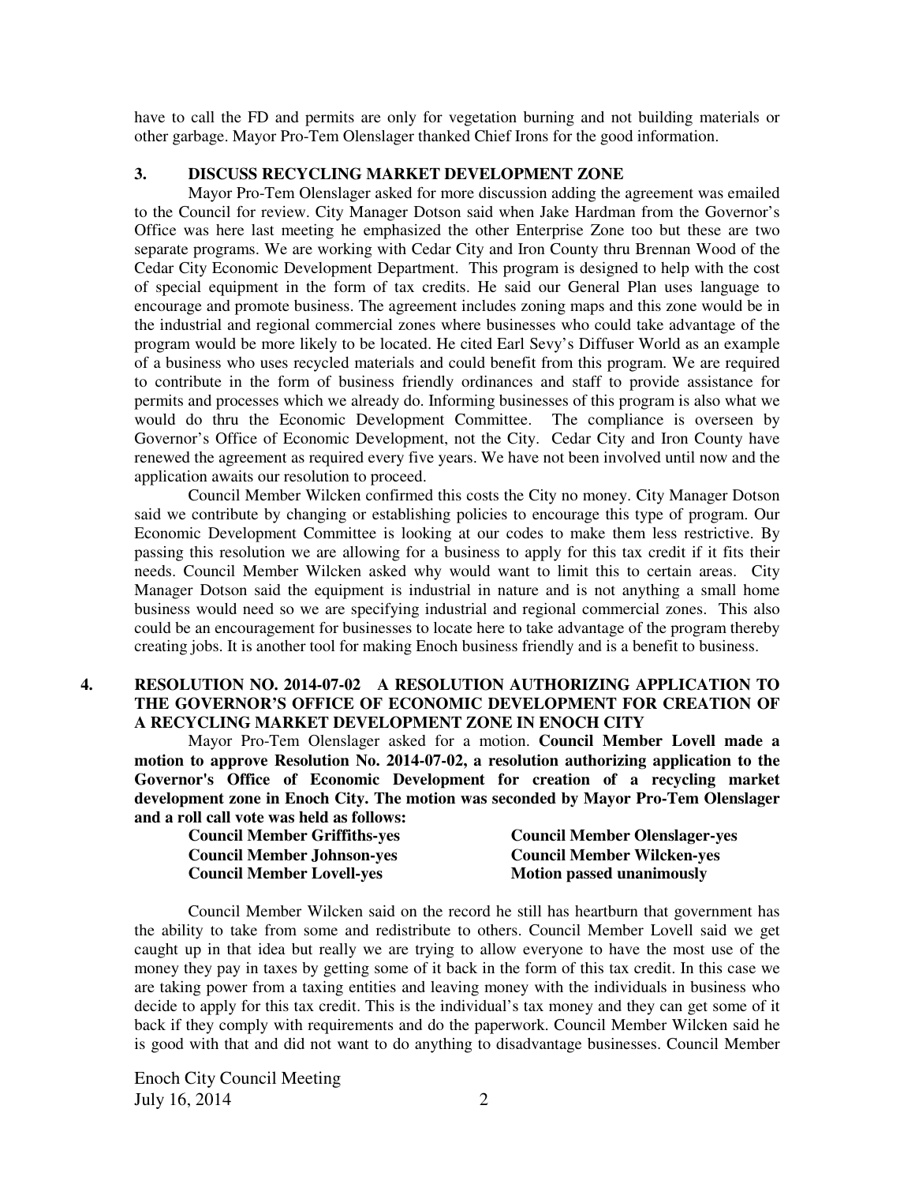have to call the FD and permits are only for vegetation burning and not building materials or other garbage. Mayor Pro-Tem Olenslager thanked Chief Irons for the good information.

### 3. DISCUSS RECYCLING MARKET DEVELOPMENT ZONE

Mayor Pro-Tem Olenslager asked for more discussion adding the agreement was emailed to the Council for review. City Manager Dotson said when Jake Hardman from the Governor's Office was here last meeting he emphasized the other Enterprise Zone too but these are two separate programs. We are working with Cedar City and Iron County thru Brennan Wood of the Cedar City Economic Development Department. This program is designed to help with the cost of special equipment in the form of tax credits. He said our General Plan uses language to encourage and promote business. The agreement includes zoning maps and this zone would be in the industrial and regional commercial zones where businesses who could take advantage of the program would be more likely to be located. He cited Earl Sevy's Diffuser World as an example of a business who uses recycled materials and could benefit from this program. We are required to contribute in the form of business friendly ordinances and staff to provide assistance for permits and processes which we already do. Informing businesses of this program is also what we would do thru the Economic Development Committee. The compliance is overseen by Governor's Office of Economic Development, not the City. Cedar City and Iron County have renewed the agreement as required every five years. We have not been involved until now and the application awaits our resolution to proceed.

Council Member Wilcken confirmed this costs the City no money. City Manager Dotson said we contribute by changing or establishing policies to encourage this type of program. Our Economic Development Committee is looking at our codes to make them less restrictive. By passing this resolution we are allowing for a business to apply for this tax credit if it fits their needs. Council Member Wilcken asked why would want to limit this to certain areas. City Manager Dotson said the equipment is industrial in nature and is not anything a small home business would need so we are specifying industrial and regional commercial zones. This also could be an encouragement for businesses to locate here to take advantage of the program thereby creating jobs. It is another tool for making Enoch business friendly and is a benefit to business.

### 4. RESOLUTION NO. 2014-07-02 A RESOLUTION AUTHORIZING APPLICATION TO THE GOVERNOR'S OFFICE OF ECONOMIC DEVELOPMENT FOR CREATION OF A RECYCLING MARKET DEVELOPMENT ZONE IN ENOCH CITY

Mayor Pro-Tem Olenslager asked for a motion. **Council Member Lovell made a motion to approve Resolution No. 2014-07-02, a resolution authorizing application to the Governor's Office of Economic Development for creation of a recycling market development zone in Enoch City. The motion was seconded by Mayor Pro-Tem Olenslager and a roll call vote was held as follows:**

**Council Member Griffiths-yes**
**Council Member Johnson-yes**
**Council Member Lovell-yes**
**Council Member Olenslager-yes**
**Council Member Wilcken-yes**
**Motion passed unanimously**

Council Member Wilcken said on the record he still has heartburn that government has the ability to take from some and redistribute to others. Council Member Lovell said we get caught up in that idea but really we are trying to allow everyone to have the most use of the money they pay in taxes by getting some of it back in the form of this tax credit. In this case we are taking power from a taxing entities and leaving money with the individuals in business who decide to apply for this tax credit. This is the individual's tax money and they can get some of it back if they comply with requirements and do the paperwork. Council Member Wilcken said he is good with that and did not want to do anything to disadvantage businesses. Council Member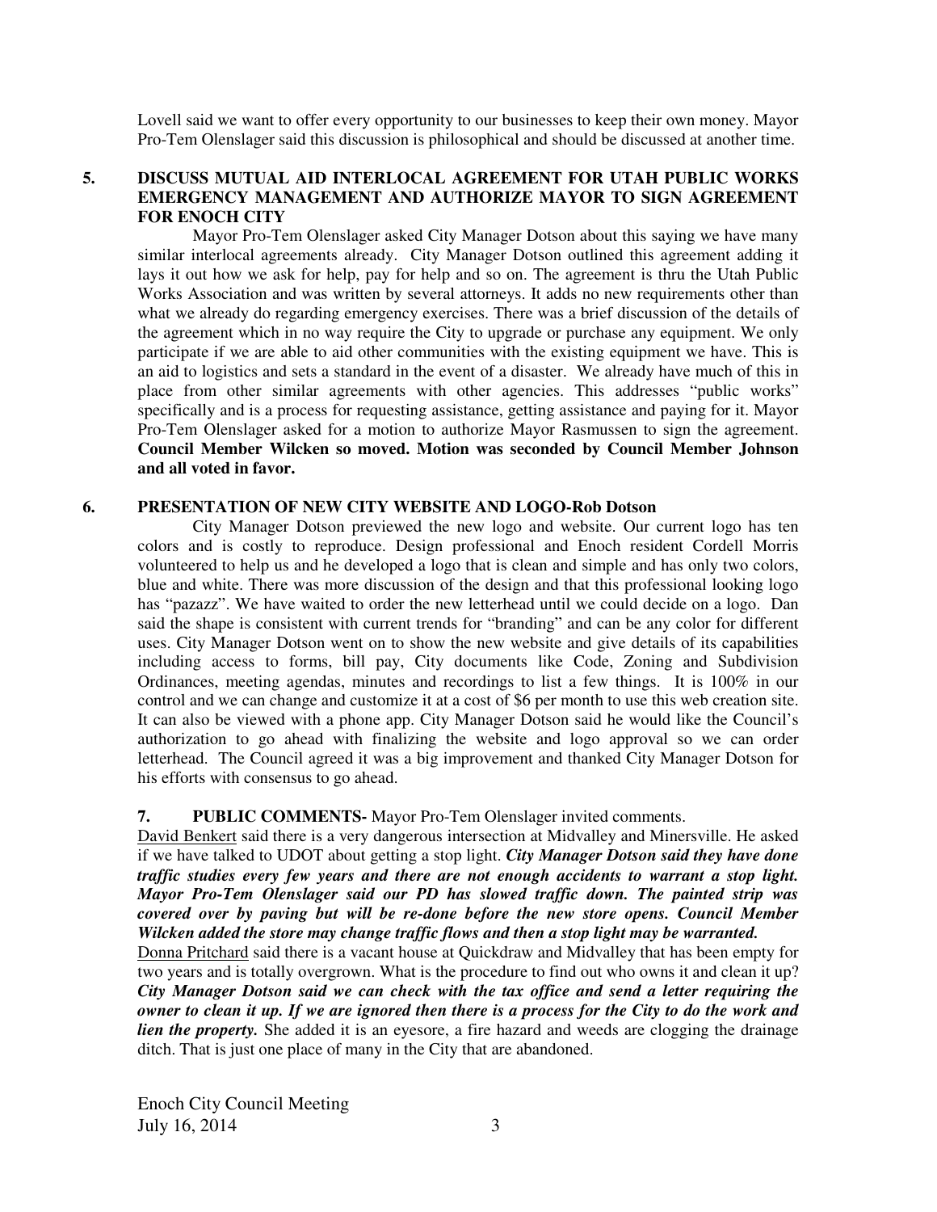Lovell said we want to offer every opportunity to our businesses to keep their own money. Mayor Pro-Tem Olenslager said this discussion is philosophical and should be discussed at another time.

## 5. DISCUSS MUTUAL AID INTERLOCAL AGREEMENT FOR UTAH PUBLIC WORKS EMERGENCY MANAGEMENT AND AUTHORIZE MAYOR TO SIGN AGREEMENT FOR ENOCH CITY

Mayor Pro-Tem Olenslager asked City Manager Dotson about this saying we have many similar interlocal agreements already. City Manager Dotson outlined this agreement adding it lays it out how we ask for help, pay for help and so on. The agreement is thru the Utah Public Works Association and was written by several attorneys. It adds no new requirements other than what we already do regarding emergency exercises. There was a brief discussion of the details of the agreement which in no way require the City to upgrade or purchase any equipment. We only participate if we are able to aid other communities with the existing equipment we have. This is an aid to logistics and sets a standard in the event of a disaster. We already have much of this in place from other similar agreements with other agencies. This addresses "public works" specifically and is a process for requesting assistance, getting assistance and paying for it. Mayor Pro-Tem Olenslager asked for a motion to authorize Mayor Rasmussen to sign the agreement. **Council Member Wilcken so moved. Motion was seconded by Council Member Johnson and all voted in favor.**

## 6. PRESENTATION OF NEW CITY WEBSITE AND LOGO-Rob Dotson

City Manager Dotson previewed the new logo and website. Our current logo has ten colors and is costly to reproduce. Design professional and Enoch resident Cordell Morris volunteered to help us and he developed a logo that is clean and simple and has only two colors, blue and white. There was more discussion of the design and that this professional looking logo has "pazazz". We have waited to order the new letterhead until we could decide on a logo. Dan said the shape is consistent with current trends for "branding" and can be any color for different uses. City Manager Dotson went on to show the new website and give details of its capabilities including access to forms, bill pay, City documents like Code, Zoning and Subdivision Ordinances, meeting agendas, minutes and recordings to list a few things. It is 100% in our control and we can change and customize it at a cost of $6 per month to use this web creation site. It can also be viewed with a phone app. City Manager Dotson said he would like the Council's authorization to go ahead with finalizing the website and logo approval so we can order letterhead. The Council agreed it was a big improvement and thanked City Manager Dotson for his efforts with consensus to go ahead.

**7. PUBLIC COMMENTS-** Mayor Pro-Tem Olenslager invited comments.

David Benkert said there is a very dangerous intersection at Midvalley and Minersville. He asked if we have talked to UDOT about getting a stop light. ***City Manager Dotson said they have done traffic studies every few years and there are not enough accidents to warrant a stop light. Mayor Pro-Tem Olenslager said our PD has slowed traffic down. The painted strip was covered over by paving but will be re-done before the new store opens. Council Member Wilcken added the store may change traffic flows and then a stop light may be warranted.***

Donna Pritchard said there is a vacant house at Quickdraw and Midvalley that has been empty for two years and is totally overgrown. What is the procedure to find out who owns it and clean it up? ***City Manager Dotson said we can check with the tax office and send a letter requiring the owner to clean it up. If we are ignored then there is a process for the City to do the work and lien the property.*** She added it is an eyesore, a fire hazard and weeds are clogging the drainage ditch. That is just one place of many in the City that are abandoned.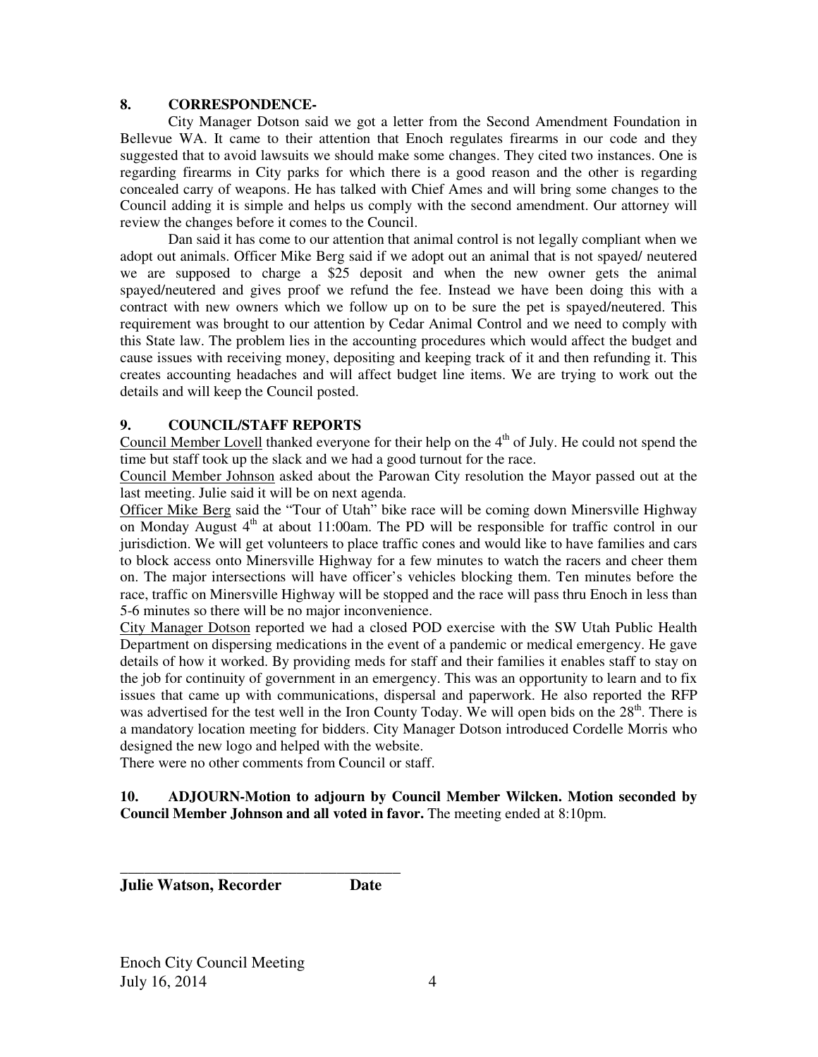**8. CORRESPONDENCE-**

City Manager Dotson said we got a letter from the Second Amendment Foundation in Bellevue WA. It came to their attention that Enoch regulates firearms in our code and they suggested that to avoid lawsuits we should make some changes. They cited two instances. One is regarding firearms in City parks for which there is a good reason and the other is regarding concealed carry of weapons. He has talked with Chief Ames and will bring some changes to the Council adding it is simple and helps us comply with the second amendment. Our attorney will review the changes before it comes to the Council.

Dan said it has come to our attention that animal control is not legally compliant when we adopt out animals. Officer Mike Berg said if we adopt out an animal that is not spayed/ neutered we are supposed to charge a $25 deposit and when the new owner gets the animal spayed/neutered and gives proof we refund the fee. Instead we have been doing this with a contract with new owners which we follow up on to be sure the pet is spayed/neutered. This requirement was brought to our attention by Cedar Animal Control and we need to comply with this State law. The problem lies in the accounting procedures which would affect the budget and cause issues with receiving money, depositing and keeping track of it and then refunding it. This creates accounting headaches and will affect budget line items. We are trying to work out the details and will keep the Council posted.

**9. COUNCIL/STAFF REPORTS**

Council Member Lovell thanked everyone for their help on the 4th of July. He could not spend the time but staff took up the slack and we had a good turnout for the race.

Council Member Johnson asked about the Parowan City resolution the Mayor passed out at the last meeting. Julie said it will be on next agenda.

Officer Mike Berg said the "Tour of Utah" bike race will be coming down Minersville Highway on Monday August 4th at about 11:00am. The PD will be responsible for traffic control in our jurisdiction. We will get volunteers to place traffic cones and would like to have families and cars to block access onto Minersville Highway for a few minutes to watch the racers and cheer them on. The major intersections will have officer's vehicles blocking them. Ten minutes before the race, traffic on Minersville Highway will be stopped and the race will pass thru Enoch in less than 5-6 minutes so there will be no major inconvenience.

City Manager Dotson reported we had a closed POD exercise with the SW Utah Public Health Department on dispersing medications in the event of a pandemic or medical emergency. He gave details of how it worked. By providing meds for staff and their families it enables staff to stay on the job for continuity of government in an emergency. This was an opportunity to learn and to fix issues that came up with communications, dispersal and paperwork. He also reported the RFP was advertised for the test well in the Iron County Today. We will open bids on the 28th. There is a mandatory location meeting for bidders. City Manager Dotson introduced Cordelle Morris who designed the new logo and helped with the website.

There were no other comments from Council or staff.

**10. ADJOURN-Motion to adjourn by Council Member Wilcken. Motion seconded by Council Member Johnson and all voted in favor.** The meeting ended at 8:10pm.

\_\_\_\_\_\_\_\_\_\_\_\_\_\_\_\_\_\_\_\_\_\_\_\_\_\_\_\_\_\_\_\_\_\_\_\_\_\_

**Julie Watson, Recorder Date**